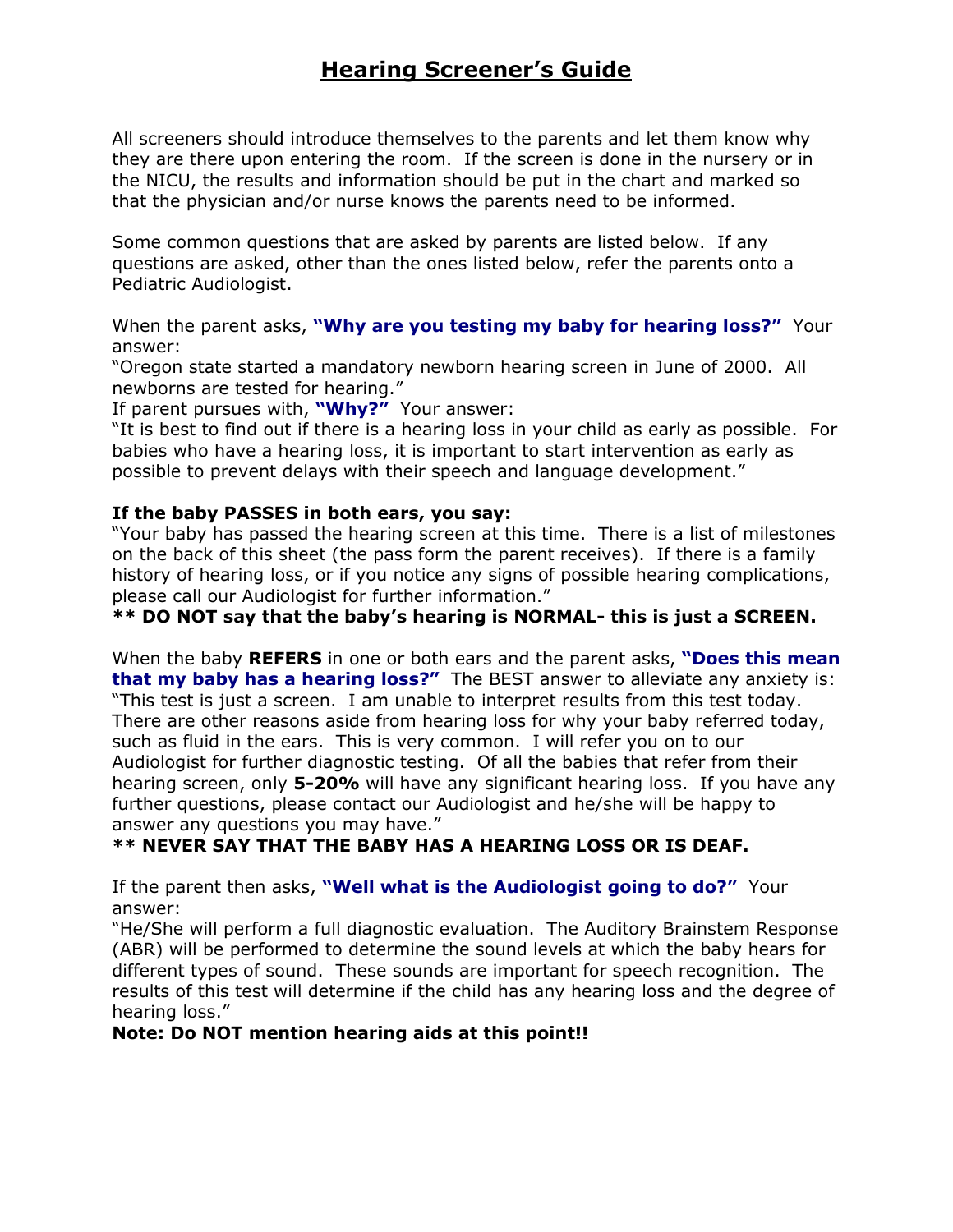# Hearing Screener's Guide

All screeners should introduce themselves to the parents and let them know why they are there upon entering the room. If the screen is done in the nursery or in the NICU, the results and information should be put in the chart and marked so that the physician and/or nurse knows the parents need to be informed.

Some common questions that are asked by parents are listed below. If any questions are asked, other than the ones listed below, refer the parents onto a Pediatric Audiologist.

When the parent asks, **"Why are you testing my baby for hearing loss?"** Your answer:
"Oregon state started a mandatory newborn hearing screen in June of 2000. All newborns are tested for hearing."
If parent pursues with, **"Why?"** Your answer:
"It is best to find out if there is a hearing loss in your child as early as possible. For babies who have a hearing loss, it is important to start intervention as early as possible to prevent delays with their speech and language development."

**If the baby PASSES in both ears, you say:**
"Your baby has passed the hearing screen at this time. There is a list of milestones on the back of this sheet (the pass form the parent receives). If there is a family history of hearing loss, or if you notice any signs of possible hearing complications, please call our Audiologist for further information."
**\*\* DO NOT say that the baby's hearing is NORMAL- this is just a SCREEN.**

When the baby **REFERS** in one or both ears and the parent asks, **"Does this mean that my baby has a hearing loss?"** The BEST answer to alleviate any anxiety is:
"This test is just a screen. I am unable to interpret results from this test today. There are other reasons aside from hearing loss for why your baby referred today, such as fluid in the ears. This is very common. I will refer you on to our Audiologist for further diagnostic testing. Of all the babies that refer from their hearing screen, only **5-20%** will have any significant hearing loss. If you have any further questions, please contact our Audiologist and he/she will be happy to answer any questions you may have."
**\*\* NEVER SAY THAT THE BABY HAS A HEARING LOSS OR IS DEAF.**

If the parent then asks, **"Well what is the Audiologist going to do?"** Your answer:
"He/She will perform a full diagnostic evaluation. The Auditory Brainstem Response (ABR) will be performed to determine the sound levels at which the baby hears for different types of sound. These sounds are important for speech recognition. The results of this test will determine if the child has any hearing loss and the degree of hearing loss."
**Note: Do NOT mention hearing aids at this point!!**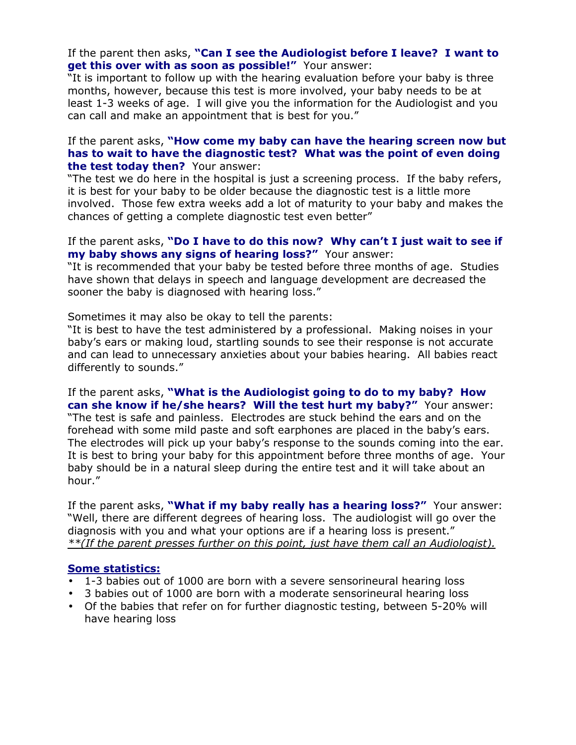If the parent then asks, **"Can I see the Audiologist before I leave? I want to get this over with as soon as possible!"** Your answer:
"It is important to follow up with the hearing evaluation before your baby is three months, however, because this test is more involved, your baby needs to be at least 1-3 weeks of age. I will give you the information for the Audiologist and you can call and make an appointment that is best for you."

If the parent asks, **"How come my baby can have the hearing screen now but has to wait to have the diagnostic test? What was the point of even doing the test today then?** Your answer:
"The test we do here in the hospital is just a screening process. If the baby refers, it is best for your baby to be older because the diagnostic test is a little more involved. Those few extra weeks add a lot of maturity to your baby and makes the chances of getting a complete diagnostic test even better"

If the parent asks, **"Do I have to do this now? Why can't I just wait to see if my baby shows any signs of hearing loss?"** Your answer:
"It is recommended that your baby be tested before three months of age. Studies have shown that delays in speech and language development are decreased the sooner the baby is diagnosed with hearing loss."

Sometimes it may also be okay to tell the parents:
"It is best to have the test administered by a professional. Making noises in your baby's ears or making loud, startling sounds to see their response is not accurate and can lead to unnecessary anxieties about your babies hearing. All babies react differently to sounds."

If the parent asks, **"What is the Audiologist going to do to my baby? How can she know if he/she hears? Will the test hurt my baby?"** Your answer:
"The test is safe and painless. Electrodes are stuck behind the ears and on the forehead with some mild paste and soft earphones are placed in the baby's ears. The electrodes will pick up your baby's response to the sounds coming into the ear. It is best to bring your baby for this appointment before three months of age. Your baby should be in a natural sleep during the entire test and it will take about an hour."

If the parent asks, **"What if my baby really has a hearing loss?"** Your answer:
"Well, there are different degrees of hearing loss. The audiologist will go over the diagnosis with you and what your options are if a hearing loss is present."
*<u>**(If the parent presses further on this point, just have them call an Audiologist).</u>*

**<u>Some statistics:</u>**

- 1-3 babies out of 1000 are born with a severe sensorineural hearing loss
- 3 babies out of 1000 are born with a moderate sensorineural hearing loss
- Of the babies that refer on for further diagnostic testing, between 5-20% will have hearing loss